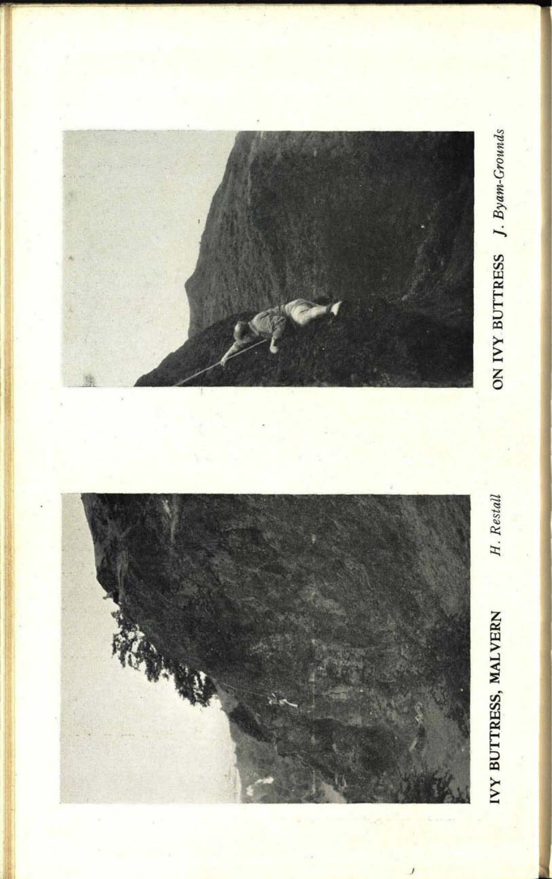IVY BUTTRESS, MALVERN *H. Restall*

ON IVY BUTTRESS *J. Byam-Grounds*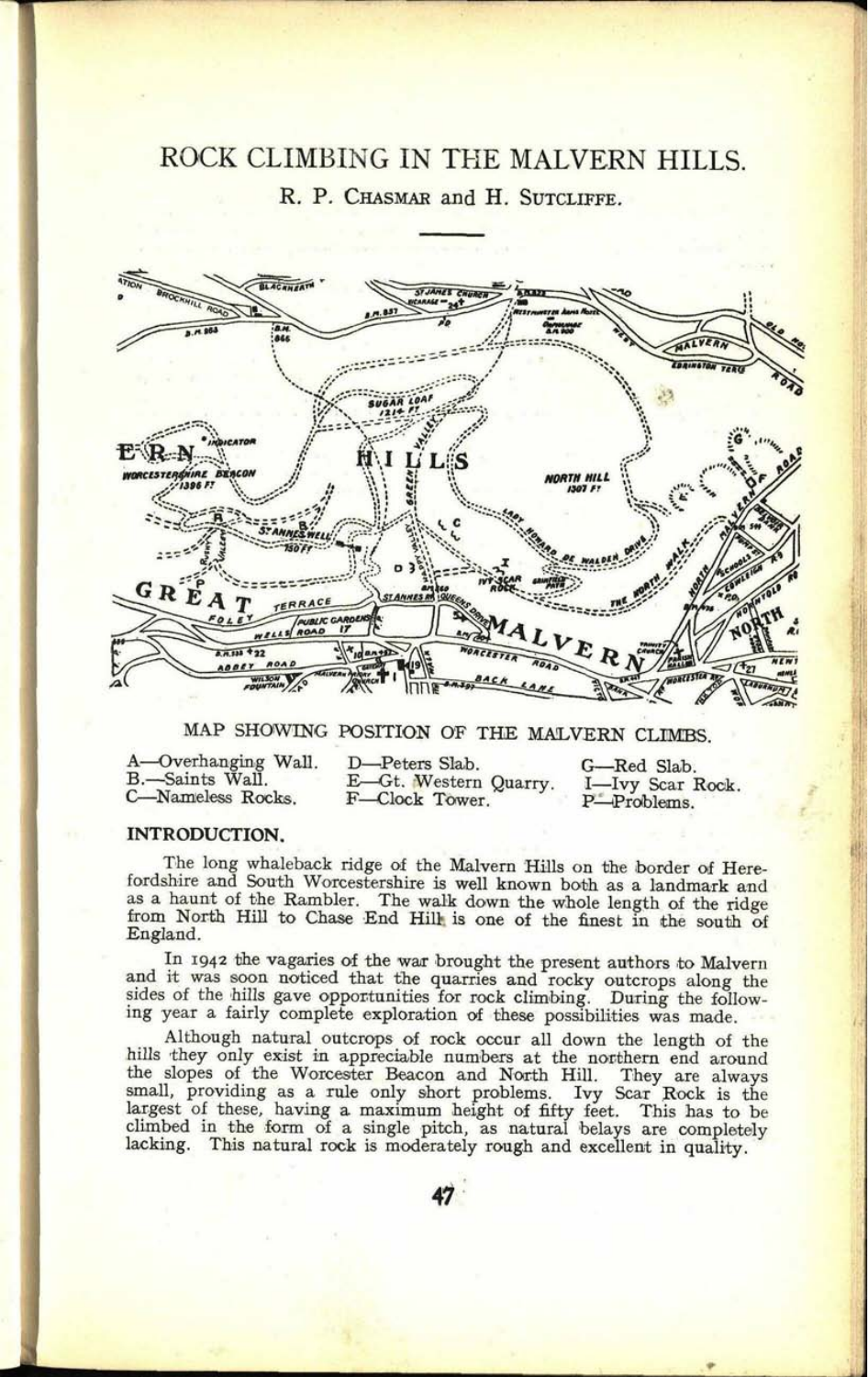# ROCK CLIMBING IN THE MALVERN HILLS.

R. P. Chasmar and H. Sutcliffe.

MAP SHOWING POSITION OF THE MALVERN CLIMBS.

| | | |
|---|---|---|
| A—Overhanging Wall. | D—Peters Slab. | G—Red Slab. |
| B.—Saints Wall. | E—Gt. Western Quarry. | I—Ivy Scar Rock. |
| C—Nameless Rocks. | F—Clock Tower. | P—Problems. |

## INTRODUCTION.

The long whaleback ridge of the Malvern Hills on the border of Herefordshire and South Worcestershire is well known both as a landmark and as a haunt of the Rambler. The walk down the whole length of the ridge from North Hill to Chase End Hill is one of the finest in the south of England.

In 1942 the vagaries of the war brought the present authors to Malvern and it was soon noticed that the quarries and rocky outcrops along the sides of the hills gave opportunities for rock climbing. During the following year a fairly complete exploration of these possibilities was made.

Although natural outcrops of rock occur all down the length of the hills they only exist in appreciable numbers at the northern end around the slopes of the Worcester Beacon and North Hill. They are always small, providing as a rule only short problems. Ivy Scar Rock is the largest of these, having a maximum height of fifty feet. This has to be climbed in the form of a single pitch, as natural belays are completely lacking. This natural rock is moderately rough and excellent in quality.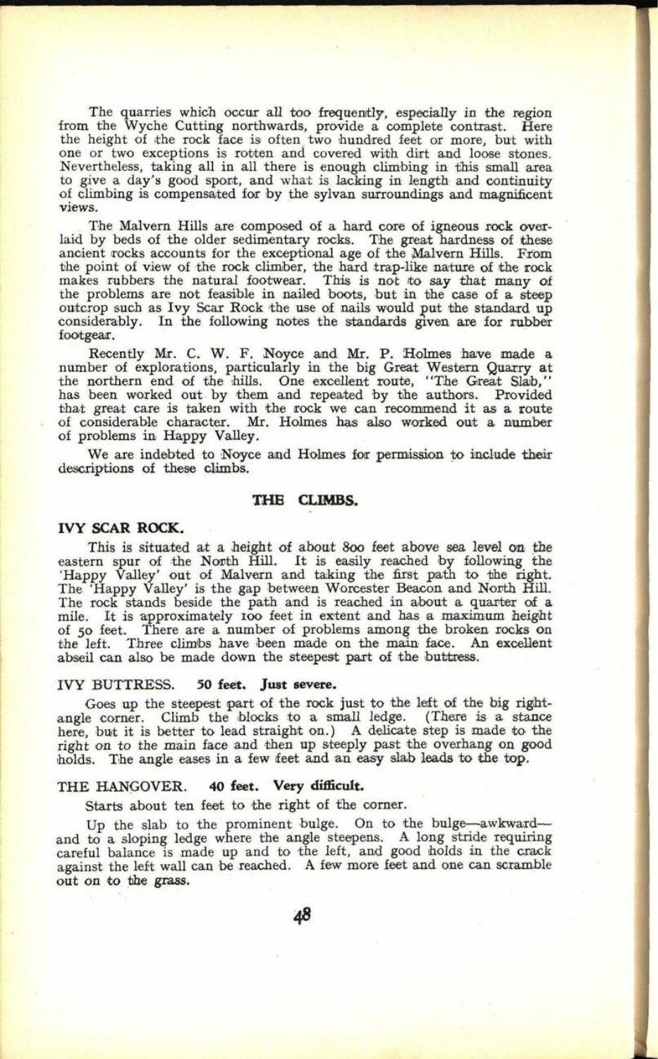The quarries which occur all too frequently, especially in the region from the Wyche Cutting northwards, provide a complete contrast. Here the height of the rock face is often two hundred feet or more, but with one or two exceptions is rotten and covered with dirt and loose stones. Nevertheless, taking all in all there is enough climbing in this small area to give a day's good sport, and what is lacking in length and continuity of climbing is compensated for by the sylvan surroundings and magnificent views.

The Malvern Hills are composed of a hard core of igneous rock overlaid by beds of the older sedimentary rocks. The great hardness of these ancient rocks accounts for the exceptional age of the Malvern Hills. From the point of view of the rock climber, the hard trap-like nature of the rock makes rubbers the natural footwear. This is not to say that many of the problems are not feasible in nailed boots, but in the case of a steep outcrop such as Ivy Scar Rock the use of nails would put the standard up considerably. In the following notes the standards given are for rubber footgear.

Recently Mr. C. W. F. Noyce and Mr. P. Holmes have made a number of explorations, particularly in the big Great Western Quarry at the northern end of the hills. One excellent route, "The Great Slab," has been worked out by them and repeated by the authors. Provided that great care is taken with the rock we can recommend it as a route of considerable character. Mr. Holmes has also worked out a number of problems in Happy Valley.

We are indebted to Noyce and Holmes for permission to include their descriptions of these climbs.

## THE CLIMBS.

### IVY SCAR ROCK.

This is situated at a height of about 800 feet above sea level on the eastern spur of the North Hill. It is easily reached by following the 'Happy Valley' out of Malvern and taking the first path to the right. The 'Happy Valley' is the gap between Worcester Beacon and North Hill. The rock stands beside the path and is reached in about a quarter of a mile. It is approximately 100 feet in extent and has a maximum height of 50 feet. There are a number of problems among the broken rocks on the left. Three climbs have been made on the main face. An excellent abseil can also be made down the steepest part of the buttress.

#### IVY BUTTRESS. **50 feet. Just severe.**

Goes up the steepest part of the rock just to the left of the big right-angle corner. Climb the blocks to a small ledge. (There is a stance here, but it is better to lead straight on.) A delicate step is made to the right on to the main face and then up steeply past the overhang on good holds. The angle eases in a few feet and an easy slab leads to the top.

#### THE HANGOVER. **40 feet. Very difficult.**

Starts about ten feet to the right of the corner.

Up the slab to the prominent bulge. On to the bulge—awkward—and to a sloping ledge where the angle steepens. A long stride requiring careful balance is made up and to the left, and good holds in the crack against the left wall can be reached. A few more feet and one can scramble out on to the grass.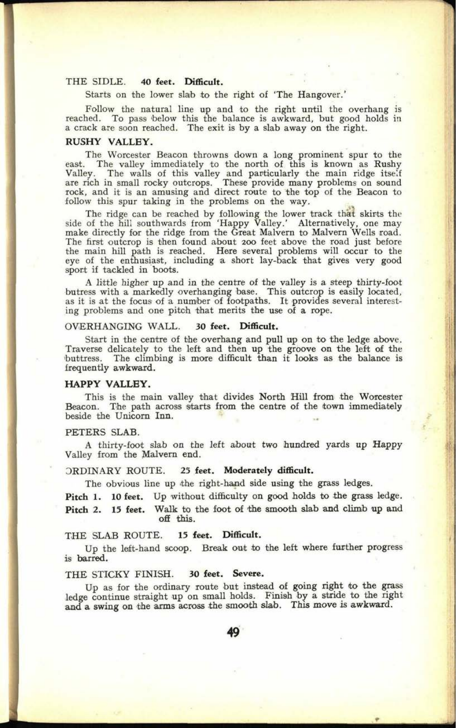THE SIDLE. **40 feet. Difficult.**

Starts on the lower slab to the right of 'The Hangover.'

Follow the natural line up and to the right until the overhang is reached. To pass below this the balance is awkward, but good holds in a crack are soon reached. The exit is by a slab away on the right.

### RUSHY VALLEY.

The Worcester Beacon throwns down a long prominent spur to the east. The valley immediately to the north of this is known as Rushy Valley. The walls of this valley and particularly the main ridge itself are rich in small rocky outcrops. These provide many problems on sound rock, and it is an amusing and direct route to the top of the Beacon to follow this spur taking in the problems on the way.

The ridge can be reached by following the lower track that skirts the side of the hill southwards from 'Happy Valley.' Alternatively, one may make directly for the ridge from the Great Malvern to Malvern Wells road. The first outcrop is then found about 200 feet above the road just before the main hill path is reached. Here several problems will occur to the eye of the enthusiast, including a short lay-back that gives very good sport if tackled in boots.

A little higher up and in the centre of the valley is a steep thirty-foot butress with a markedly overhanging base. This outcrop is easily located, as it is at the focus of a number of footpaths. It provides several interesting problems and one pitch that merits the use of a rope.

OVERHANGING WALL. **30 feet. Difficult.**

Start in the centre of the overhang and pull up on to the ledge above. Traverse delicately to the left and then up the groove on the left of the buttress. The climbing is more difficult than it looks as the balance is frequently awkward.

### HAPPY VALLEY.

This is the main valley that divides North Hill from the Worcester Beacon. The path across starts from the centre of the town immediately beside the Unicorn Inn.

PETERS SLAB.

A thirty-foot slab on the left about two hundred yards up Happy Valley from the Malvern end.

ORDINARY ROUTE. **25 feet. Moderately difficult.**

The obvious line up the right-hand side using the grass ledges.

**Pitch 1. 10 feet.** Up without difficulty on good holds to the grass ledge.

**Pitch 2. 15 feet.** Walk to the foot of the smooth slab and climb up and off this.

THE SLAB ROUTE. **15 feet. Difficult.**

Up the left-hand scoop. Break out to the left where further progress is barred.

THE STICKY FINISH. **30 feet. Severe.**

Up as for the ordinary route but instead of going right to the grass ledge continue straight up on small holds. Finish by a stride to the right and a swing on the arms across the smooth slab. This move is awkward.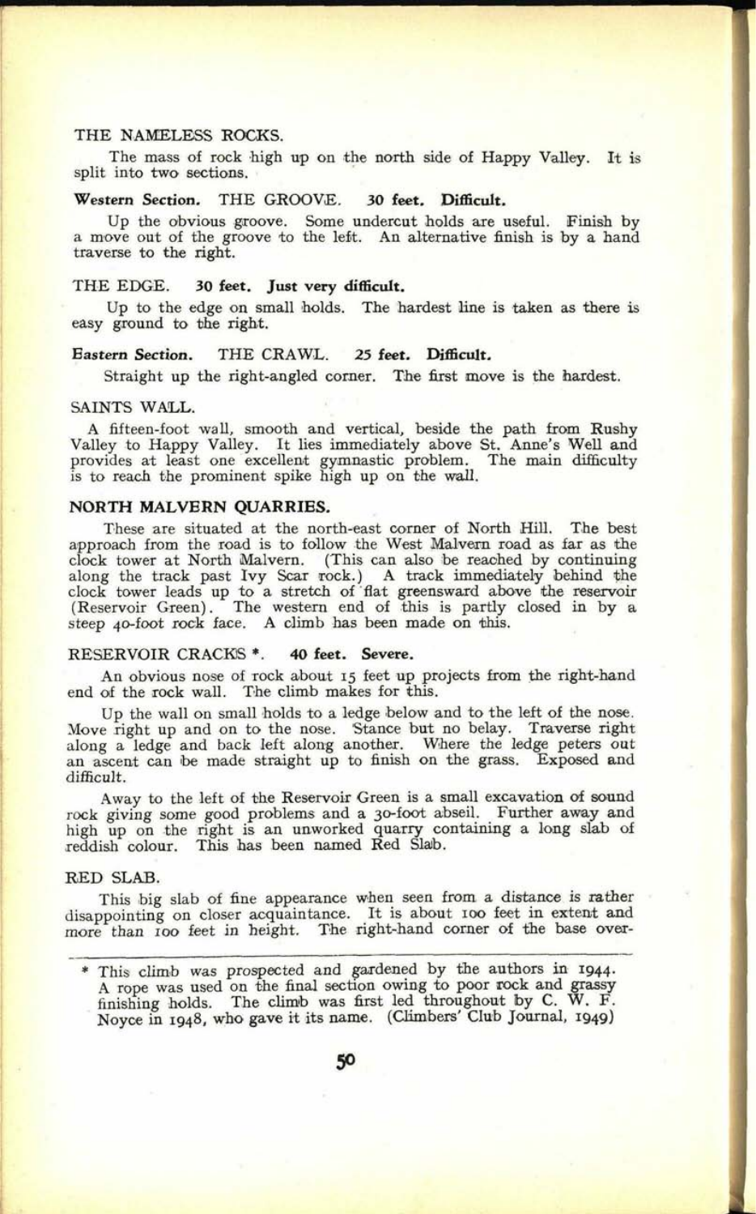### THE NAMELESS ROCKS.

The mass of rock high up on the north side of Happy Valley. It is split into two sections.

**Western Section.** THE GROOVE. **30 feet. Difficult.**

Up the obvious groove. Some undercut holds are useful. Finish by a move out of the groove to the left. An alternative finish is by a hand traverse to the right.

THE EDGE. **30 feet. Just very difficult.**

Up to the edge on small holds. The hardest line is taken as there is easy ground to the right.

**Eastern Section.** THE CRAWL. **25 feet. Difficult.**

Straight up the right-angled corner. The first move is the hardest.

### SAINTS WALL.

A fifteen-foot wall, smooth and vertical, beside the path from Rushy Valley to Happy Valley. It lies immediately above St. Anne's Well and provides at least one excellent gymnastic problem. The main difficulty is to reach the prominent spike high up on the wall.

## NORTH MALVERN QUARRIES.

These are situated at the north-east corner of North Hill. The best approach from the road is to follow the West Malvern road as far as the clock tower at North Malvern. (This can also be reached by continuing along the track past Ivy Scar rock.) A track immediately behind the clock tower leads up to a stretch of flat greensward above the reservoir (Reservoir Green). The western end of this is partly closed in by a steep 40-foot rock face. A climb has been made on this.

RESERVOIR CRACKS *. **40 feet. Severe.**

An obvious nose of rock about 15 feet up projects from the right-hand end of the rock wall. The climb makes for this.

Up the wall on small holds to a ledge below and to the left of the nose. Move right up and on to the nose. Stance but no belay. Traverse right along a ledge and back left along another. Where the ledge peters out an ascent can be made straight up to finish on the grass. Exposed and difficult.

Away to the left of the Reservoir Green is a small excavation of sound rock giving some good problems and a 30-foot abseil. Further away and high up on the right is an unworked quarry containing a long slab of reddish colour. This has been named Red Slab.

### RED SLAB.

This big slab of fine appearance when seen from a distance is rather disappointing on closer acquaintance. It is about 100 feet in extent and more than 100 feet in height. The right-hand corner of the base over-

---

\* This climb was prospected and gardened by the authors in 1944. A rope was used on the final section owing to poor rock and grassy finishing holds. The climb was first led throughout by C. W. F. Noyce in 1948, who gave it its name. (Climbers' Club Journal, 1949)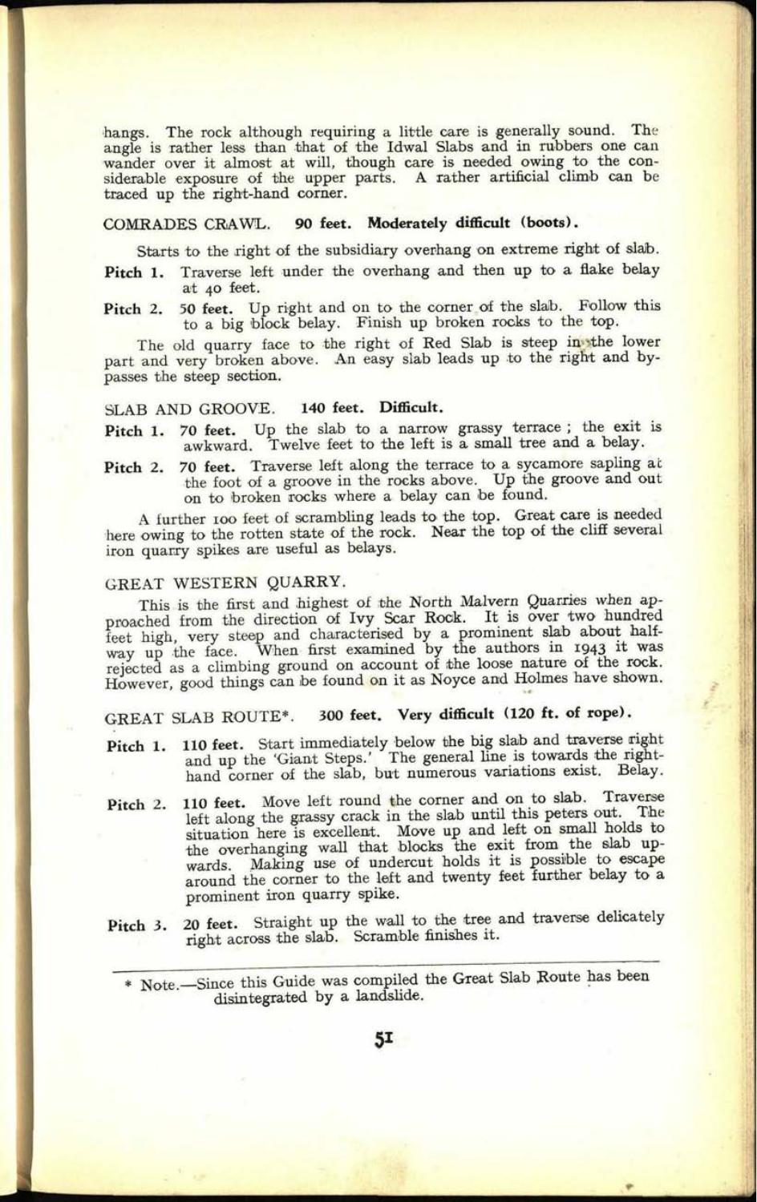hangs. The rock although requiring a little care is generally sound. The angle is rather less than that of the Idwal Slabs and in rubbers one can wander over it almost at will, though care is needed owing to the considerable exposure of the upper parts. A rather artificial climb can be traced up the right-hand corner.

### COMRADES CRAWL. **90 feet. Moderately difficult (boots).**

Starts to the right of the subsidiary overhang on extreme right of slab.

**Pitch 1.** Traverse left under the overhang and then up to a flake belay at 40 feet.

**Pitch 2.** **50 feet.** Up right and on to the corner of the slab. Follow this to a big block belay. Finish up broken rocks to the top.

The old quarry face to the right of Red Slab is steep in the lower part and very broken above. An easy slab leads up to the right and by-passes the steep section.

### SLAB AND GROOVE. **140 feet. Difficult.**

**Pitch 1.** **70 feet.** Up the slab to a narrow grassy terrace ; the exit is awkward. Twelve feet to the left is a small tree and a belay.

**Pitch 2.** **70 feet.** Traverse left along the terrace to a sycamore sapling at the foot of a groove in the rocks above. Up the groove and out on to broken rocks where a belay can be found.

A further 100 feet of scrambling leads to the top. Great care is needed here owing to the rotten state of the rock. Near the top of the cliff several iron quarry spikes are useful as belays.

### GREAT WESTERN QUARRY.

This is the first and highest of the North Malvern Quarries when approached from the direction of Ivy Scar Rock. It is over two hundred feet high, very steep and characterised by a prominent slab about half-way up the face. When first examined by the authors in 1943 it was rejected as a climbing ground on account of the loose nature of the rock. However, good things can be found on it as Noyce and Holmes have shown.

### GREAT SLAB ROUTE*. **300 feet. Very difficult (120 ft. of rope).**

**Pitch 1.** **110 feet.** Start immediately below the big slab and traverse right and up the 'Giant Steps.' The general line is towards the right-hand corner of the slab, but numerous variations exist. Belay.

**Pitch 2.** **110 feet.** Move left round the corner and on to slab. Traverse left along the grassy crack in the slab until this peters out. The situation here is excellent. Move up and left on small holds to the overhanging wall that blocks the exit from the slab upwards. Making use of undercut holds it is possible to escape around the corner to the left and twenty feet further belay to a prominent iron quarry spike.

**Pitch 3.** **20 feet.** Straight up the wall to the tree and traverse delicately right across the slab. Scramble finishes it.

---

\* Note.—Since this Guide was compiled the Great Slab Route has been disintegrated by a landslide.